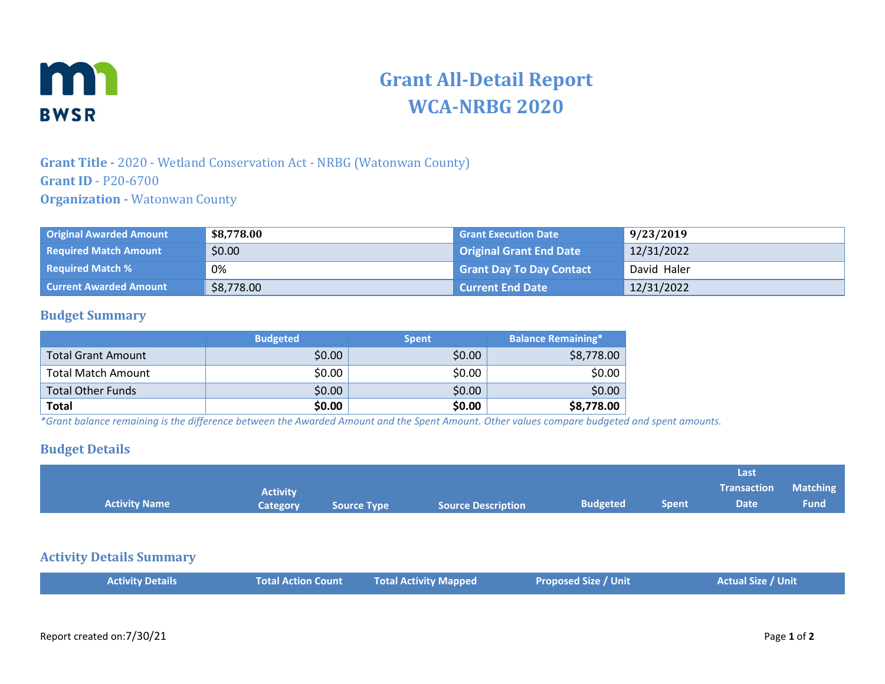# Grant All-Detail Report
# WCA-NRBG 2020

**Grant Title -** 2020 - Wetland Conservation Act - NRBG (Watonwan County)
**Grant ID** - P20-6700
**Organization -** Watonwan County

| | | | |
|---|---|---|---|
| **Original Awarded Amount** | **$8,778.00** | **Grant Execution Date** | **9/23/2019** |
| **Required Match Amount** | $0.00 | **Original Grant End Date** | 12/31/2022 |
| **Required Match %** | 0% | **Grant Day To Day Contact** | David Haler |
| **Current Awarded Amount** | $8,778.00 | **Current End Date** | 12/31/2022 |

## Budget Summary

| | Budgeted | Spent | Balance Remaining* |
|---|---|---|---|
| Total Grant Amount | $0.00 | $0.00 | $8,778.00 |
| Total Match Amount | $0.00 | $0.00 | $0.00 |
| Total Other Funds | $0.00 | $0.00 | $0.00 |
| **Total** | **$0.00** | **$0.00** | **$8,778.00** |

*\*Grant balance remaining is the difference between the Awarded Amount and the Spent Amount. Other values compare budgeted and spent amounts.*

## Budget Details

| Activity Name | Activity Category | Source Type | Source Description | Budgeted | Spent | Last Transaction Date | Matching Fund |
|---|---|---|---|---|---|---|---|

## Activity Details Summary

| Activity Details | Total Action Count | Total Activity Mapped | Proposed Size / Unit | Actual Size / Unit |
|---|---|---|---|---|

Report created on:7/30/21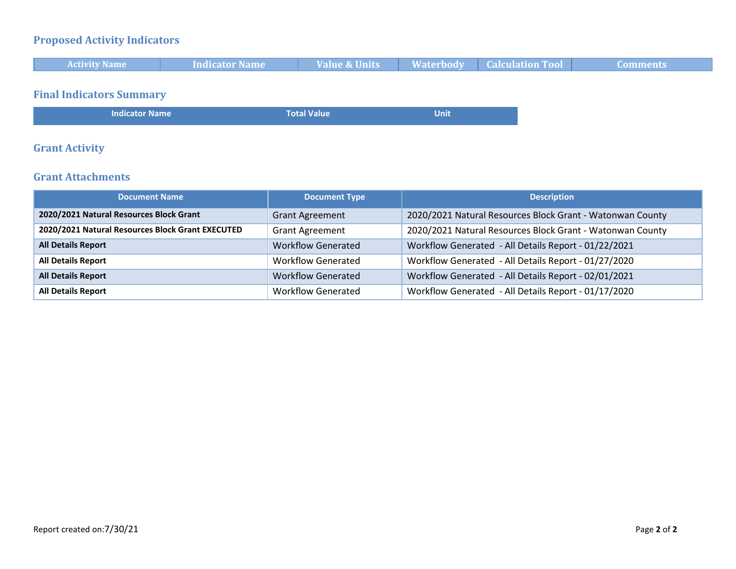## Proposed Activity Indicators

| Activity Name | Indicator Name | Value & Units | Waterbody | Calculation Tool | Comments |
|---|---|---|---|---|---|

## Final Indicators Summary

| Indicator Name | Total Value | Unit |
|---|---|---|

## Grant Activity

## Grant Attachments

| Document Name | Document Type | Description |
|---|---|---|
| **2020/2021 Natural Resources Block Grant** | Grant Agreement | 2020/2021 Natural Resources Block Grant - Watonwan County |
| **2020/2021 Natural Resources Block Grant EXECUTED** | Grant Agreement | 2020/2021 Natural Resources Block Grant - Watonwan County |
| **All Details Report** | Workflow Generated | Workflow Generated - All Details Report - 01/22/2021 |
| **All Details Report** | Workflow Generated | Workflow Generated - All Details Report - 01/27/2020 |
| **All Details Report** | Workflow Generated | Workflow Generated - All Details Report - 02/01/2021 |
| **All Details Report** | Workflow Generated | Workflow Generated - All Details Report - 01/17/2020 |

Report created on:7/30/21